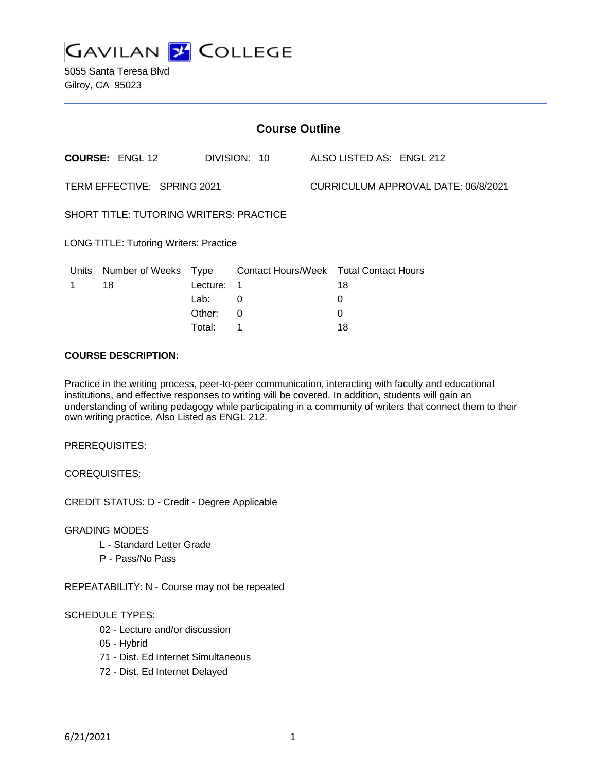# GAVILAN COLLEGE

5055 Santa Teresa Blvd
Gilroy, CA 95023

## Course Outline

**COURSE:** ENGL 12 DIVISION: 10 ALSO LISTED AS: ENGL 212

TERM EFFECTIVE: SPRING 2021 CURRICULUM APPROVAL DATE: 06/8/2021

SHORT TITLE: TUTORING WRITERS: PRACTICE

LONG TITLE: Tutoring Writers: Practice

| Units | Number of Weeks | Type | Contact Hours/Week | Total Contact Hours |
|---|---|---|---|---|
| 1 | 18 | Lecture: | 1 | 18 |
| | | Lab: | 0 | 0 |
| | | Other: | 0 | 0 |
| | | Total: | 1 | 18 |

**COURSE DESCRIPTION:**

Practice in the writing process, peer-to-peer communication, interacting with faculty and educational institutions, and effective responses to writing will be covered. In addition, students will gain an understanding of writing pedagogy while participating in a community of writers that connect them to their own writing practice. Also Listed as ENGL 212.

PREREQUISITES:

COREQUISITES:

CREDIT STATUS: D - Credit - Degree Applicable

GRADING MODES

- L - Standard Letter Grade
- P - Pass/No Pass

REPEATABILITY: N - Course may not be repeated

SCHEDULE TYPES:

- 02 - Lecture and/or discussion
- 05 - Hybrid
- 71 - Dist. Ed Internet Simultaneous
- 72 - Dist. Ed Internet Delayed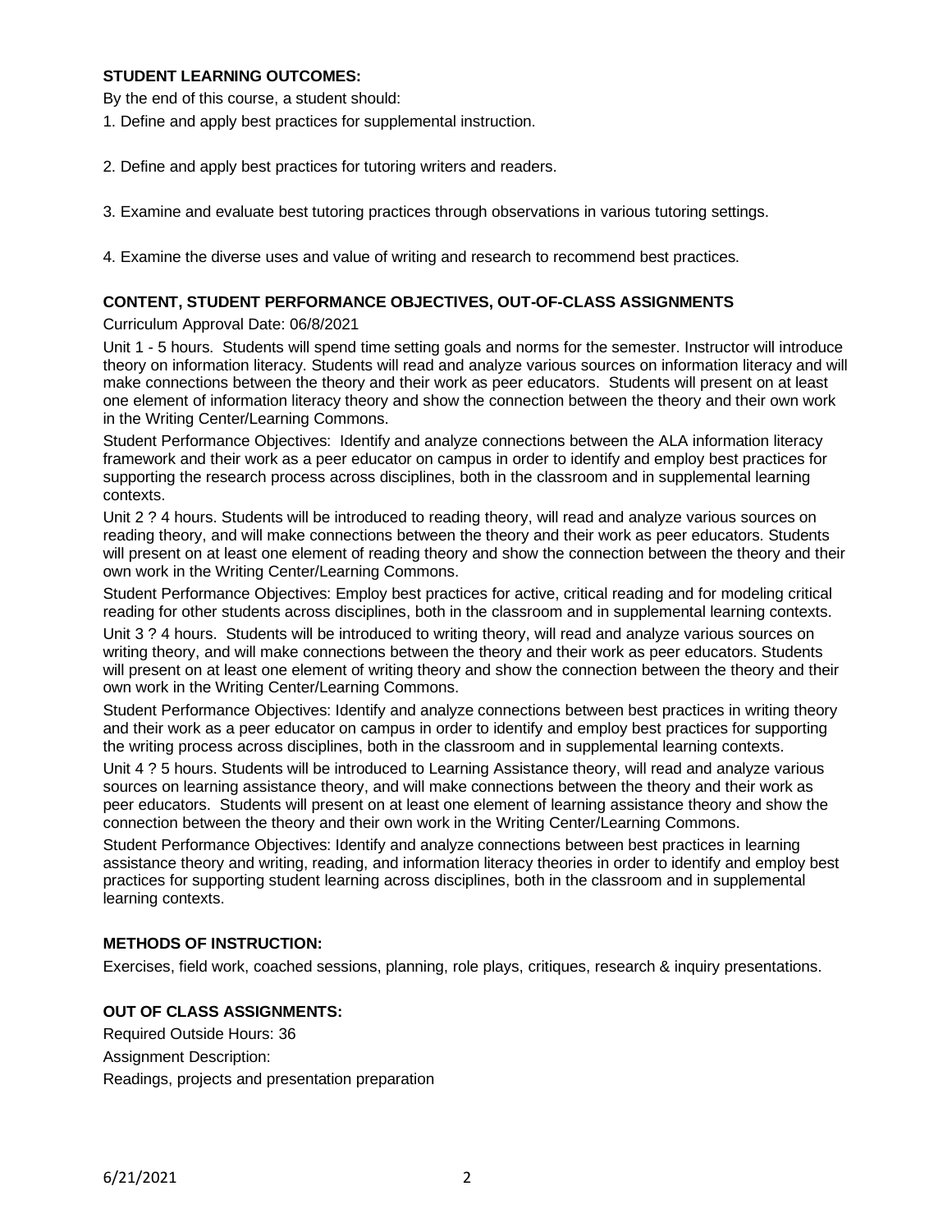## STUDENT LEARNING OUTCOMES:

By the end of this course, a student should:

1. Define and apply best practices for supplemental instruction.

2. Define and apply best practices for tutoring writers and readers.

3. Examine and evaluate best tutoring practices through observations in various tutoring settings.

4. Examine the diverse uses and value of writing and research to recommend best practices.

## CONTENT, STUDENT PERFORMANCE OBJECTIVES, OUT-OF-CLASS ASSIGNMENTS

Curriculum Approval Date: 06/8/2021

Unit 1 - 5 hours. Students will spend time setting goals and norms for the semester. Instructor will introduce theory on information literacy. Students will read and analyze various sources on information literacy and will make connections between the theory and their work as peer educators. Students will present on at least one element of information literacy theory and show the connection between the theory and their own work in the Writing Center/Learning Commons.

Student Performance Objectives: Identify and analyze connections between the ALA information literacy framework and their work as a peer educator on campus in order to identify and employ best practices for supporting the research process across disciplines, both in the classroom and in supplemental learning contexts.

Unit 2 ? 4 hours. Students will be introduced to reading theory, will read and analyze various sources on reading theory, and will make connections between the theory and their work as peer educators. Students will present on at least one element of reading theory and show the connection between the theory and their own work in the Writing Center/Learning Commons.

Student Performance Objectives: Employ best practices for active, critical reading and for modeling critical reading for other students across disciplines, both in the classroom and in supplemental learning contexts.

Unit 3 ? 4 hours. Students will be introduced to writing theory, will read and analyze various sources on writing theory, and will make connections between the theory and their work as peer educators. Students will present on at least one element of writing theory and show the connection between the theory and their own work in the Writing Center/Learning Commons.

Student Performance Objectives: Identify and analyze connections between best practices in writing theory and their work as a peer educator on campus in order to identify and employ best practices for supporting the writing process across disciplines, both in the classroom and in supplemental learning contexts.

Unit 4 ? 5 hours. Students will be introduced to Learning Assistance theory, will read and analyze various sources on learning assistance theory, and will make connections between the theory and their work as peer educators. Students will present on at least one element of learning assistance theory and show the connection between the theory and their own work in the Writing Center/Learning Commons.

Student Performance Objectives: Identify and analyze connections between best practices in learning assistance theory and writing, reading, and information literacy theories in order to identify and employ best practices for supporting student learning across disciplines, both in the classroom and in supplemental learning contexts.

## METHODS OF INSTRUCTION:

Exercises, field work, coached sessions, planning, role plays, critiques, research & inquiry presentations.

## OUT OF CLASS ASSIGNMENTS:

Required Outside Hours: 36

Assignment Description:

Readings, projects and presentation preparation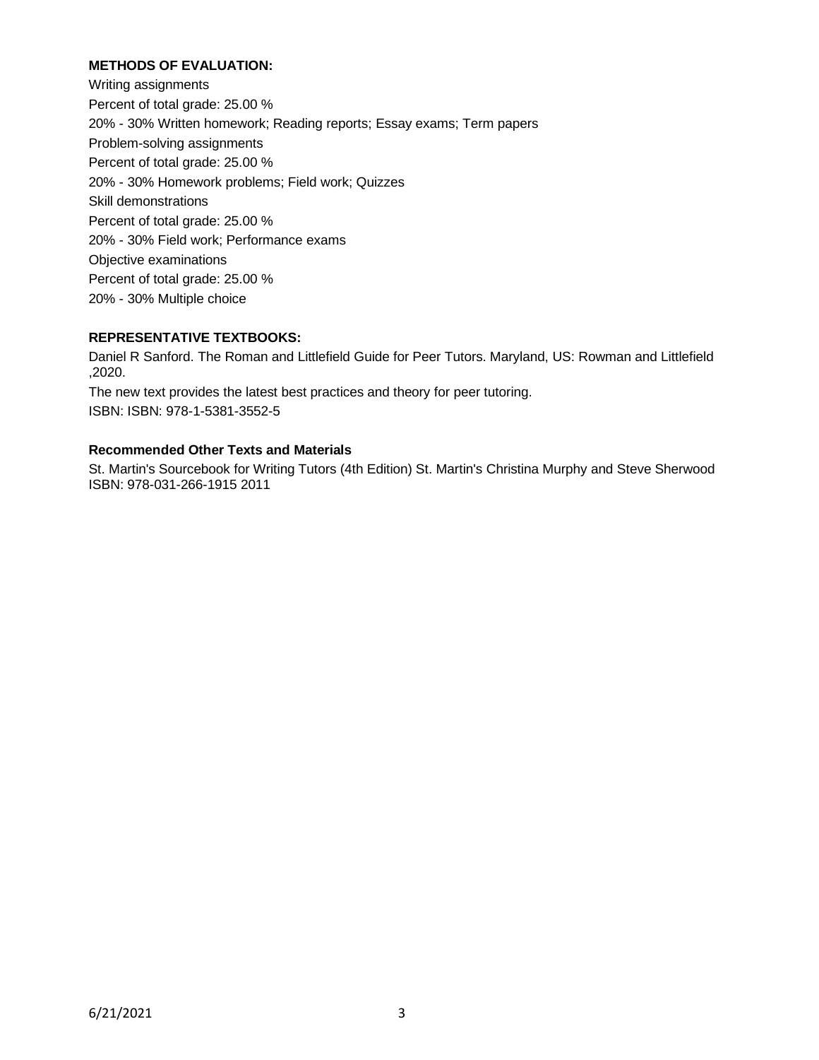**METHODS OF EVALUATION:**

Writing assignments

Percent of total grade: 25.00 %

20% - 30% Written homework; Reading reports; Essay exams; Term papers

Problem-solving assignments

Percent of total grade: 25.00 %

20% - 30% Homework problems; Field work; Quizzes

Skill demonstrations

Percent of total grade: 25.00 %

20% - 30% Field work; Performance exams

Objective examinations

Percent of total grade: 25.00 %

20% - 30% Multiple choice

**REPRESENTATIVE TEXTBOOKS:**

Daniel R Sanford. The Roman and Littlefield Guide for Peer Tutors. Maryland, US: Rowman and Littlefield ,2020.

The new text provides the latest best practices and theory for peer tutoring.

ISBN: ISBN: 978-1-5381-3552-5

**Recommended Other Texts and Materials**

St. Martin's Sourcebook for Writing Tutors (4th Edition) St. Martin's Christina Murphy and Steve Sherwood ISBN: 978-031-266-1915 2011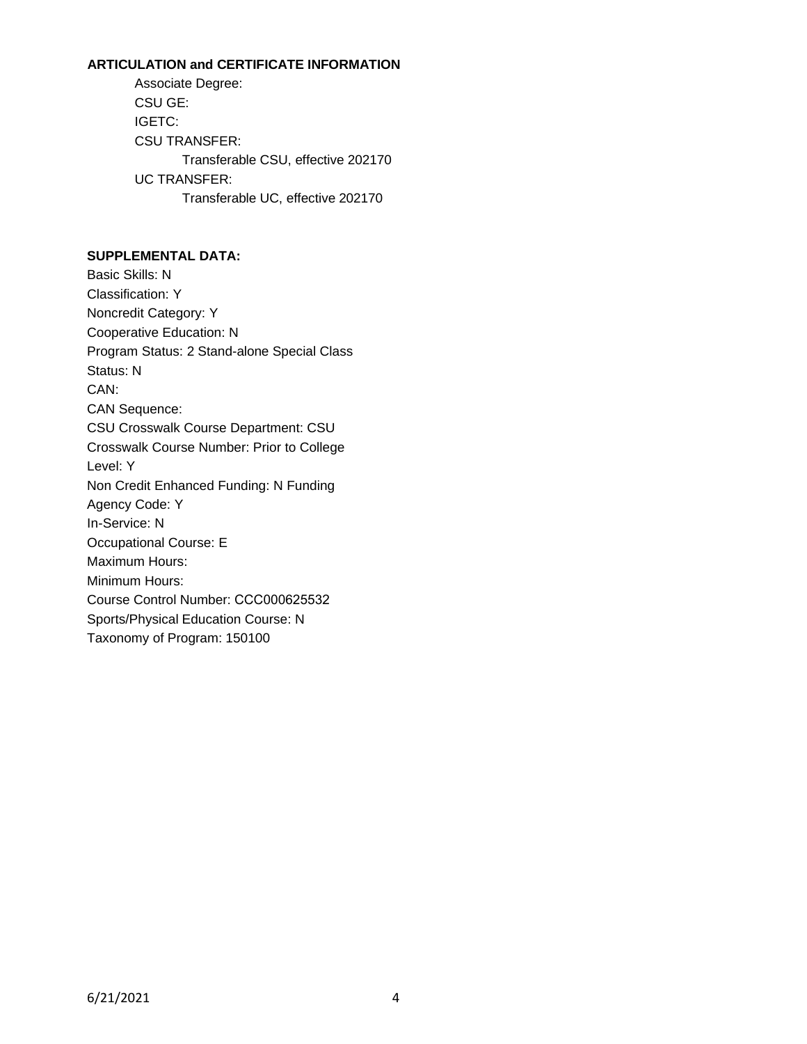**ARTICULATION and CERTIFICATE INFORMATION**

Associate Degree:
CSU GE:
IGETC:
CSU TRANSFER:
    Transferable CSU, effective 202170
UC TRANSFER:
    Transferable UC, effective 202170

**SUPPLEMENTAL DATA:**

Basic Skills: N
Classification: Y
Noncredit Category: Y
Cooperative Education: N
Program Status: 2 Stand-alone Special Class
Status: N
CAN:
CAN Sequence:
CSU Crosswalk Course Department: CSU
Crosswalk Course Number: Prior to College
Level: Y
Non Credit Enhanced Funding: N Funding
Agency Code: Y
In-Service: N
Occupational Course: E
Maximum Hours:
Minimum Hours:
Course Control Number: CCC000625532
Sports/Physical Education Course: N
Taxonomy of Program: 150100